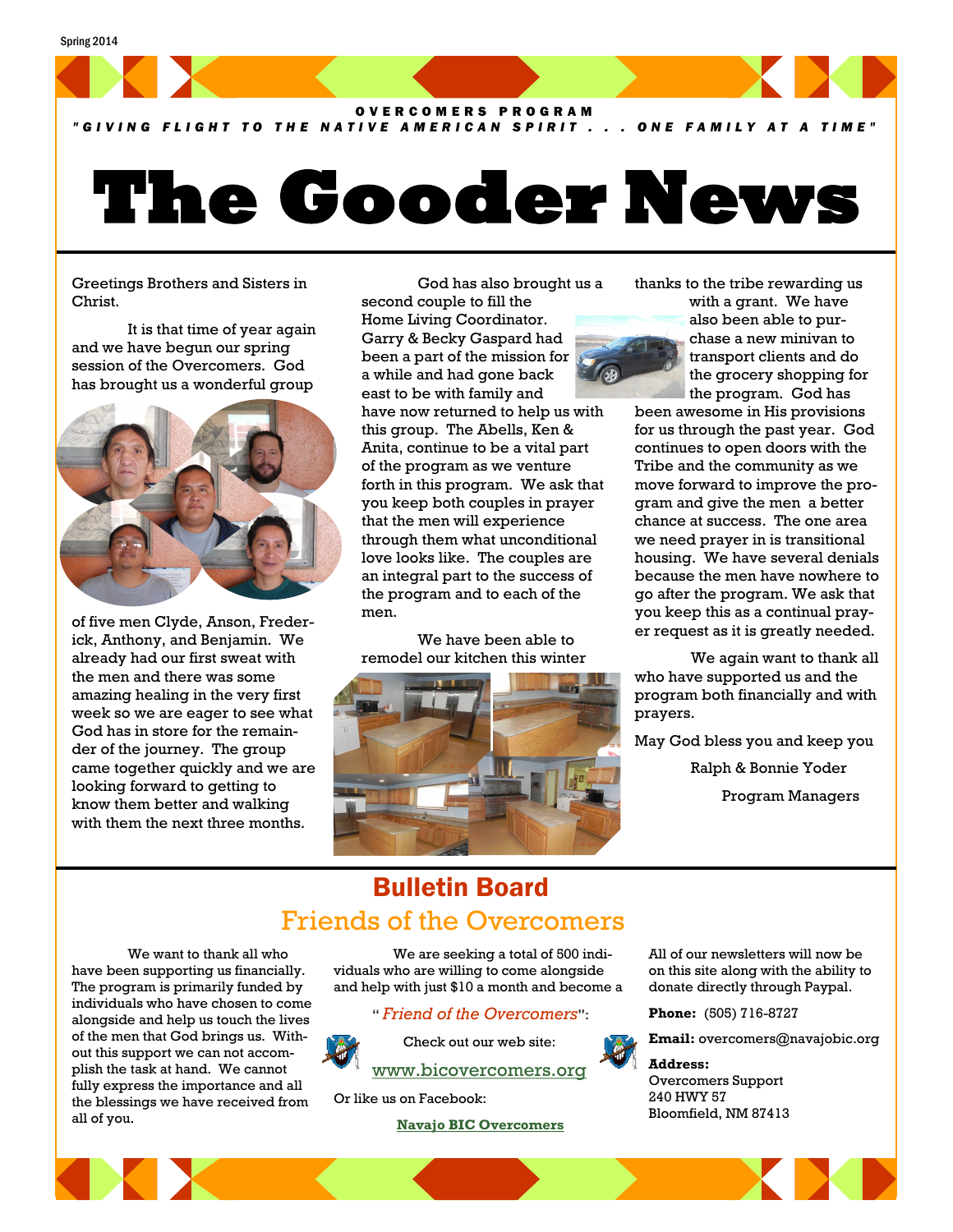Spring 2014

OVERCOMERS PROGRAM

"GIVING FLIGHT TO THE NATIVE AMERICAN SPIRIT . . . ONE FAMILY AT A TIME"

# The Gooder News

Greetings Brothers and Sisters in Christ.

It is that time of year again and we have begun our spring session of the Overcomers. God has brought us a wonderful group of five men Clyde, Anson, Frederick, Anthony, and Benjamin. We already had our first sweat with the men and there was some amazing healing in the very first week so we are eager to see what God has in store for the remainder of the journey. The group came together quickly and we are looking forward to getting to know them better and walking with them the next three months.

God has also brought us a second couple to fill the Home Living Coordinator. Garry & Becky Gaspard had been a part of the mission for a while and had gone back east to be with family and have now returned to help us with this group. The Abells, Ken & Anita, continue to be a vital part of the program as we venture forth in this program. We ask that you keep both couples in prayer that the men will experience through them what unconditional love looks like. The couples are an integral part to the success of the program and to each of the men.

We have been able to remodel our kitchen this winter thanks to the tribe rewarding us with a grant. We have also been able to purchase a new minivan to transport clients and do the grocery shopping for the program. God has been awesome in His provisions for us through the past year. God continues to open doors with the Tribe and the community as we move forward to improve the program and give the men a better chance at success. The one area we need prayer in is transitional housing. We have several denials because the men have nowhere to go after the program. We ask that you keep this as a continual prayer request as it is greatly needed.

We again want to thank all who have supported us and the program both financially and with prayers.

May God bless you and keep you

Ralph & Bonnie Yoder

Program Managers

## Bulletin Board

### Friends of the Overcomers

We want to thank all who have been supporting us financially. The program is primarily funded by individuals who have chosen to come alongside and help us touch the lives of the men that God brings us. Without this support we can not accomplish the task at hand. We cannot fully express the importance and all the blessings we have received from all of you.

We are seeking a total of 500 individuals who are willing to come alongside and help with just $10 a month and become a "*Friend of the Overcomers*":

Check out our web site:

www.bicovercomers.org

Or like us on Facebook:

**Navajo BIC Overcomers**

All of our newsletters will now be on this site along with the ability to donate directly through Paypal.

**Phone:** (505) 716-8727

**Email:** overcomers@navajobic.org

**Address:**
Overcomers Support
240 HWY 57
Bloomfield, NM 87413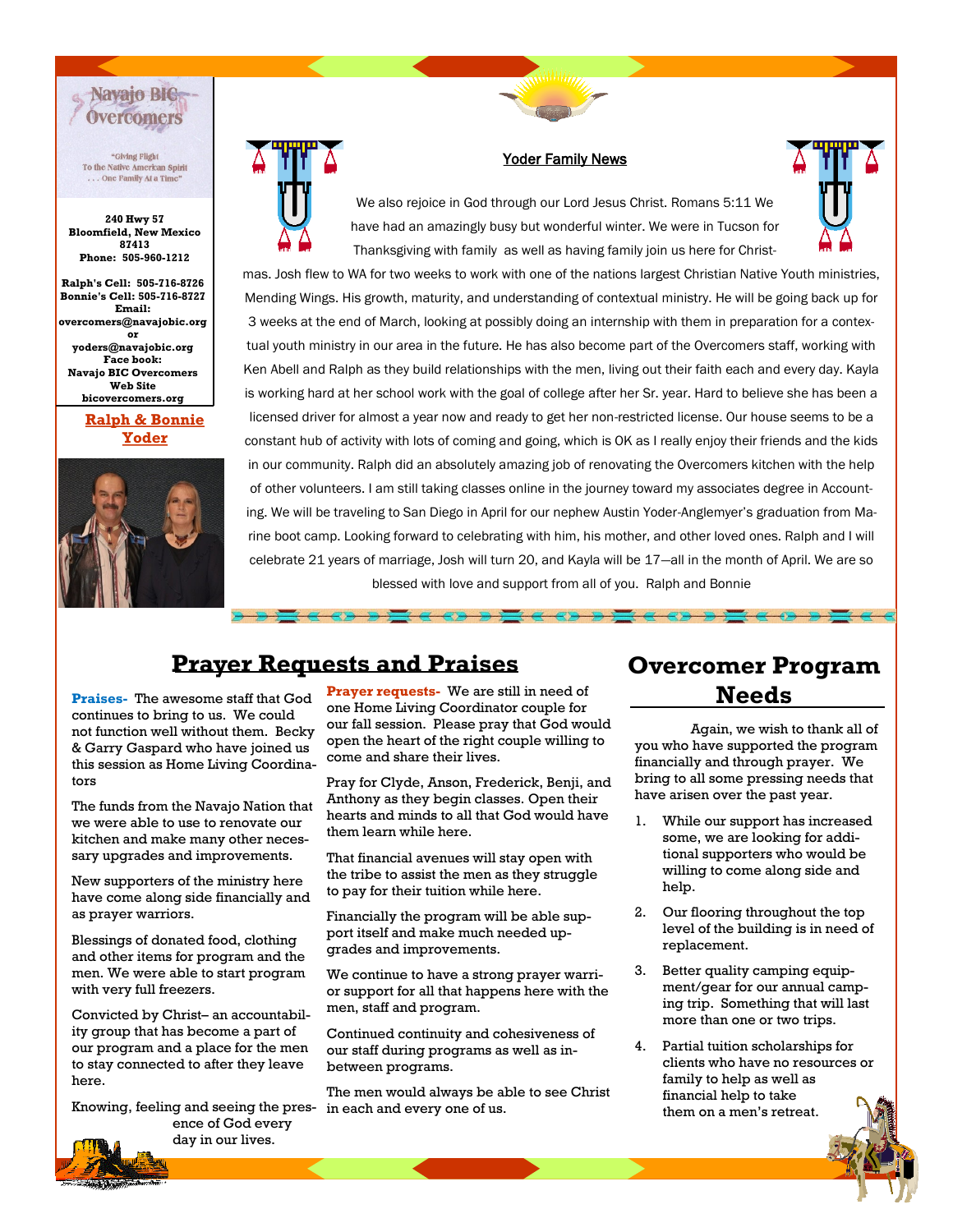Navajo BIC Overcomers

"Giving Flight To the Native American Spirit . . . One Family At a Time"

**240 Hwy 57**
**Bloomfield, New Mexico 87413**
**Phone: 505-960-1212**

**Ralph's Cell: 505-716-8726**
**Bonnie's Cell: 505-716-8727**
**Email:**
**overcomers@navajobic.org**
**or**
**yoders@navajobic.org**
**Face book:**
**Navajo BIC Overcomers**
**Web Site**
**bicovercomers.org**

**Ralph & Bonnie Yoder**

## Yoder Family News

We also rejoice in God through our Lord Jesus Christ. Romans 5:11 We have had an amazingly busy but wonderful winter. We were in Tucson for Thanksgiving with family as well as having family join us here for Christmas. Josh flew to WA for two weeks to work with one of the nations largest Christian Native Youth ministries, Mending Wings. His growth, maturity, and understanding of contextual ministry. He will be going back up for 3 weeks at the end of March, looking at possibly doing an internship with them in preparation for a contextual youth ministry in our area in the future. He has also become part of the Overcomers staff, working with Ken Abell and Ralph as they build relationships with the men, living out their faith each and every day. Kayla is working hard at her school work with the goal of college after her Sr. year. Hard to believe she has been a licensed driver for almost a year now and ready to get her non-restricted license. Our house seems to be a constant hub of activity with lots of coming and going, which is OK as I really enjoy their friends and the kids in our community. Ralph did an absolutely amazing job of renovating the Overcomers kitchen with the help of other volunteers. I am still taking classes online in the journey toward my associates degree in Accounting. We will be traveling to San Diego in April for our nephew Austin Yoder-Anglemyer's graduation from Marine boot camp. Looking forward to celebrating with him, his mother, and other loved ones. Ralph and I will celebrate 21 years of marriage, Josh will turn 20, and Kayla will be 17—all in the month of April. We are so blessed with love and support from all of you. Ralph and Bonnie

## Prayer Requests and Praises

**Praises-** The awesome staff that God continues to bring to us. We could not function well without them. Becky & Garry Gaspard who have joined us this session as Home Living Coordinators

The funds from the Navajo Nation that we were able to use to renovate our kitchen and make many other necessary upgrades and improvements.

New supporters of the ministry here have come along side financially and as prayer warriors.

Blessings of donated food, clothing and other items for program and the men. We were able to start program with very full freezers.

Convicted by Christ– an accountability group that has become a part of our program and a place for the men to stay connected to after they leave here.

Knowing, feeling and seeing the presence of God every day in our lives.

**Prayer requests-** We are still in need of one Home Living Coordinator couple for our fall session. Please pray that God would open the heart of the right couple willing to come and share their lives.

Pray for Clyde, Anson, Frederick, Benji, and Anthony as they begin classes. Open their hearts and minds to all that God would have them learn while here.

That financial avenues will stay open with the tribe to assist the men as they struggle to pay for their tuition while here.

Financially the program will be able support itself and make much needed upgrades and improvements.

We continue to have a strong prayer warrior support for all that happens here with the men, staff and program.

Continued continuity and cohesiveness of our staff during programs as well as in-between programs.

The men would always be able to see Christ in each and every one of us.

## Overcomer Program Needs

Again, we wish to thank all of you who have supported the program financially and through prayer. We bring to all some pressing needs that have arisen over the past year.

1. While our support has increased some, we are looking for additional supporters who would be willing to come along side and help.
2. Our flooring throughout the top level of the building is in need of replacement.
3. Better quality camping equipment/gear for our annual camping trip. Something that will last more than one or two trips.
4. Partial tuition scholarships for clients who have no resources or family to help as well as financial help to take them on a men's retreat.